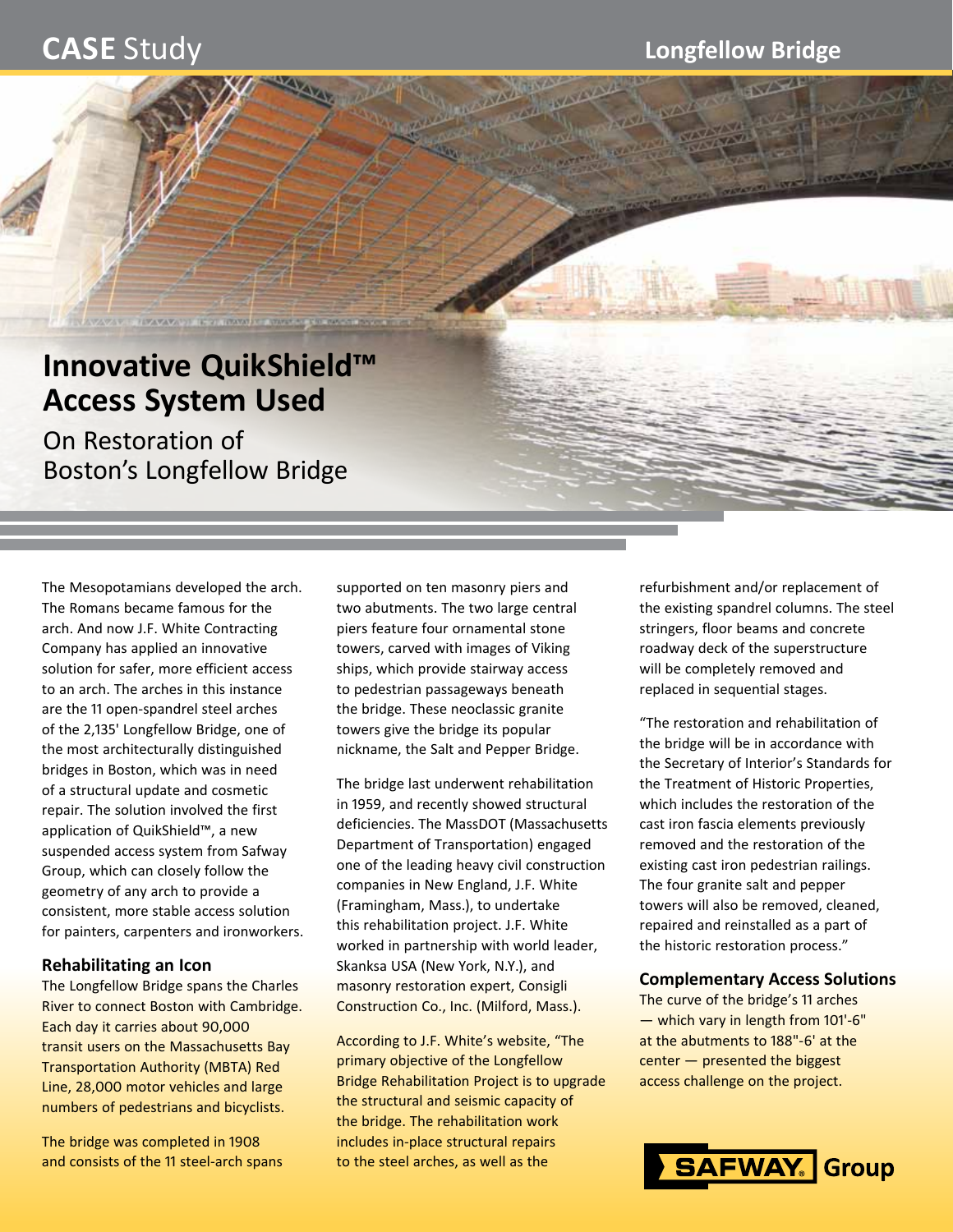# CASE Study

## Longfellow Bridge

# Innovative QuikShield™ Access System Used

On Restoration of Boston's Longfellow Bridge

The Mesopotamians developed the arch. The Romans became famous for the arch. And now J.F. White Contracting Company has applied an innovative solution for safer, more efficient access to an arch. The arches in this instance are the 11 open-spandrel steel arches of the 2,135' Longfellow Bridge, one of the most architecturally distinguished bridges in Boston, which was in need of a structural update and cosmetic repair. The solution involved the first application of QuikShield™, a new suspended access system from Safway Group, which can closely follow the geometry of any arch to provide a consistent, more stable access solution for painters, carpenters and ironworkers.

### Rehabilitating an Icon

The Longfellow Bridge spans the Charles River to connect Boston with Cambridge. Each day it carries about 90,000 transit users on the Massachusetts Bay Transportation Authority (MBTA) Red Line, 28,000 motor vehicles and large numbers of pedestrians and bicyclists.

The bridge was completed in 1908 and consists of the 11 steel-arch spans supported on ten masonry piers and two abutments. The two large central piers feature four ornamental stone towers, carved with images of Viking ships, which provide stairway access to pedestrian passageways beneath the bridge. These neoclassic granite towers give the bridge its popular nickname, the Salt and Pepper Bridge.

The bridge last underwent rehabilitation in 1959, and recently showed structural deficiencies. The MassDOT (Massachusetts Department of Transportation) engaged one of the leading heavy civil construction companies in New England, J.F. White (Framingham, Mass.), to undertake this rehabilitation project. J.F. White worked in partnership with world leader, Skanksa USA (New York, N.Y.), and masonry restoration expert, Consigli Construction Co., Inc. (Milford, Mass.).

According to J.F. White's website, "The primary objective of the Longfellow Bridge Rehabilitation Project is to upgrade the structural and seismic capacity of the bridge. The rehabilitation work includes in-place structural repairs to the steel arches, as well as the refurbishment and/or replacement of the existing spandrel columns. The steel stringers, floor beams and concrete roadway deck of the superstructure will be completely removed and replaced in sequential stages.

"The restoration and rehabilitation of the bridge will be in accordance with the Secretary of Interior's Standards for the Treatment of Historic Properties, which includes the restoration of the cast iron fascia elements previously removed and the restoration of the existing cast iron pedestrian railings. The four granite salt and pepper towers will also be removed, cleaned, repaired and reinstalled as a part of the historic restoration process."

### Complementary Access Solutions

The curve of the bridge's 11 arches — which vary in length from 101'-6" at the abutments to 188"-6' at the center — presented the biggest access challenge on the project.

SAFWAY® Group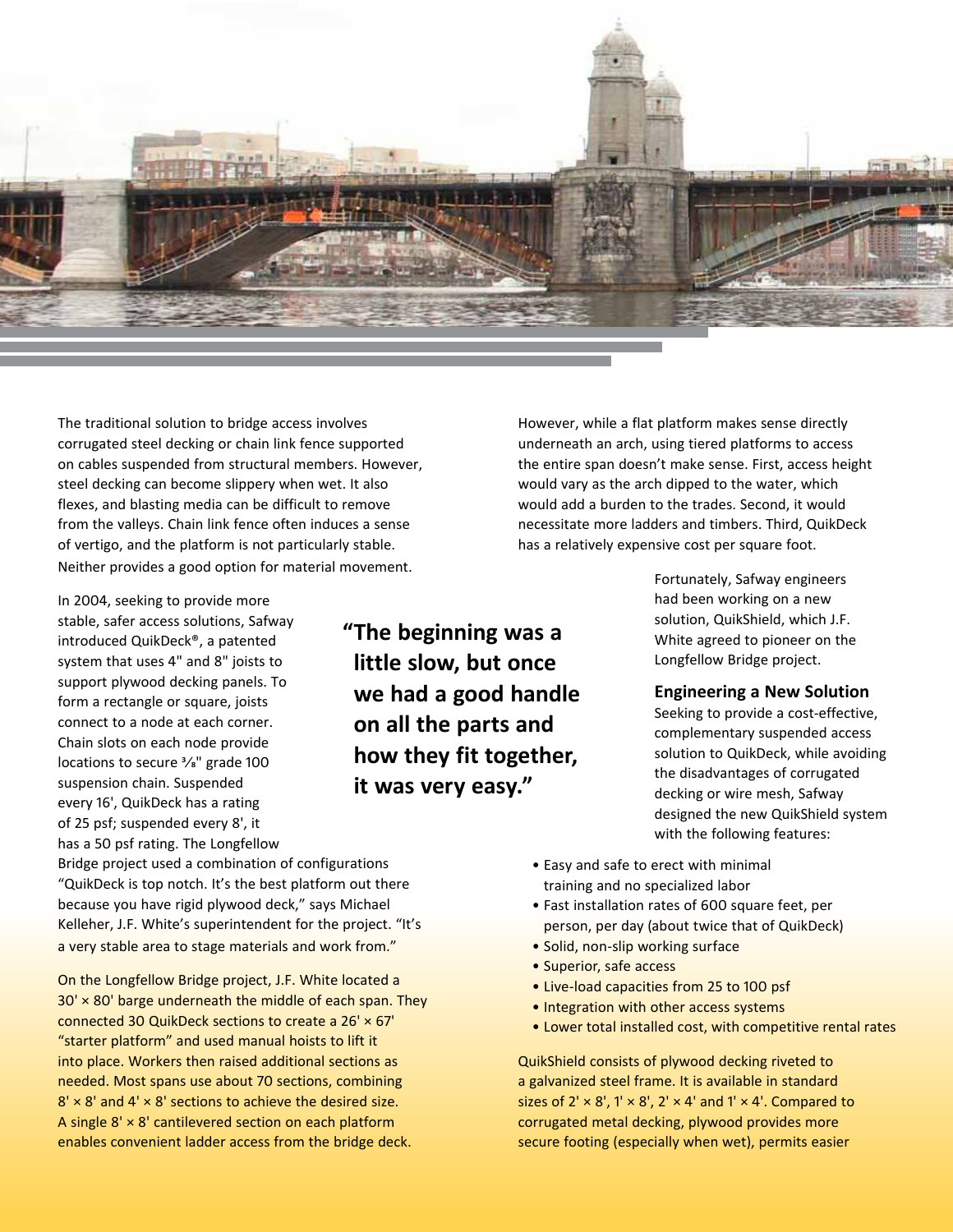The traditional solution to bridge access involves corrugated steel decking or chain link fence supported on cables suspended from structural members. However, steel decking can become slippery when wet. It also flexes, and blasting media can be difficult to remove from the valleys. Chain link fence often induces a sense of vertigo, and the platform is not particularly stable. Neither provides a good option for material movement.

In 2004, seeking to provide more stable, safer access solutions, Safway introduced QuikDeck®, a patented system that uses 4" and 8" joists to support plywood decking panels. To form a rectangle or square, joists connect to a node at each corner. Chain slots on each node provide locations to secure ⅜" grade 100 suspension chain. Suspended every 16', QuikDeck has a rating of 25 psf; suspended every 8', it has a 50 psf rating. The Longfellow Bridge project used a combination of configurations "QuikDeck is top notch. It's the best platform out there because you have rigid plywood deck," says Michael Kelleher, J.F. White's superintendent for the project. "It's a very stable area to stage materials and work from."

**"The beginning was a little slow, but once we had a good handle on all the parts and how they fit together, it was very easy."**

On the Longfellow Bridge project, J.F. White located a 30' × 80' barge underneath the middle of each span. They connected 30 QuikDeck sections to create a 26' × 67' "starter platform" and used manual hoists to lift it into place. Workers then raised additional sections as needed. Most spans use about 70 sections, combining 8' × 8' and 4' × 8' sections to achieve the desired size. A single 8' × 8' cantilevered section on each platform enables convenient ladder access from the bridge deck.

However, while a flat platform makes sense directly underneath an arch, using tiered platforms to access the entire span doesn't make sense. First, access height would vary as the arch dipped to the water, which would add a burden to the trades. Second, it would necessitate more ladders and timbers. Third, QuikDeck has a relatively expensive cost per square foot.

Fortunately, Safway engineers had been working on a new solution, QuikShield, which J.F. White agreed to pioneer on the Longfellow Bridge project.

### Engineering a New Solution

Seeking to provide a cost-effective, complementary suspended access solution to QuikDeck, while avoiding the disadvantages of corrugated decking or wire mesh, Safway designed the new QuikShield system with the following features:

- Easy and safe to erect with minimal training and no specialized labor
- Fast installation rates of 600 square feet, per person, per day (about twice that of QuikDeck)
- Solid, non-slip working surface
- Superior, safe access
- Live-load capacities from 25 to 100 psf
- Integration with other access systems
- Lower total installed cost, with competitive rental rates

QuikShield consists of plywood decking riveted to a galvanized steel frame. It is available in standard sizes of 2' × 8', 1' × 8', 2' × 4' and 1' × 4'. Compared to corrugated metal decking, plywood provides more secure footing (especially when wet), permits easier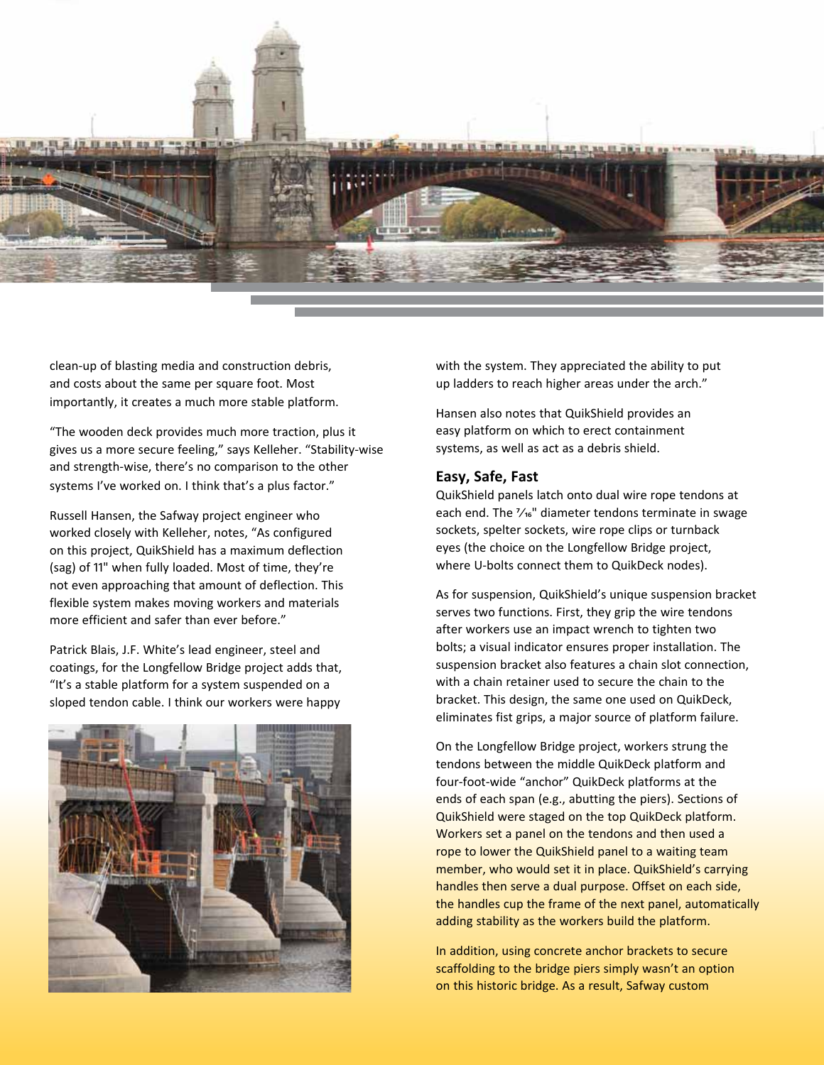clean-up of blasting media and construction debris, and costs about the same per square foot. Most importantly, it creates a much more stable platform.

"The wooden deck provides much more traction, plus it gives us a more secure feeling," says Kelleher. "Stability-wise and strength-wise, there's no comparison to the other systems I've worked on. I think that's a plus factor."

Russell Hansen, the Safway project engineer who worked closely with Kelleher, notes, "As configured on this project, QuikShield has a maximum deflection (sag) of 11" when fully loaded. Most of time, they're not even approaching that amount of deflection. This flexible system makes moving workers and materials more efficient and safer than ever before."

Patrick Blais, J.F. White's lead engineer, steel and coatings, for the Longfellow Bridge project adds that, "It's a stable platform for a system suspended on a sloped tendon cable. I think our workers were happy with the system. They appreciated the ability to put up ladders to reach higher areas under the arch."

Hansen also notes that QuikShield provides an easy platform on which to erect containment systems, as well as act as a debris shield.

### Easy, Safe, Fast

QuikShield panels latch onto dual wire rope tendons at each end. The 7⁄16" diameter tendons terminate in swage sockets, spelter sockets, wire rope clips or turnback eyes (the choice on the Longfellow Bridge project, where U-bolts connect them to QuikDeck nodes).

As for suspension, QuikShield's unique suspension bracket serves two functions. First, they grip the wire tendons after workers use an impact wrench to tighten two bolts; a visual indicator ensures proper installation. The suspension bracket also features a chain slot connection, with a chain retainer used to secure the chain to the bracket. This design, the same one used on QuikDeck, eliminates fist grips, a major source of platform failure.

On the Longfellow Bridge project, workers strung the tendons between the middle QuikDeck platform and four-foot-wide "anchor" QuikDeck platforms at the ends of each span (e.g., abutting the piers). Sections of QuikShield were staged on the top QuikDeck platform. Workers set a panel on the tendons and then used a rope to lower the QuikShield panel to a waiting team member, who would set it in place. QuikShield's carrying handles then serve a dual purpose. Offset on each side, the handles cup the frame of the next panel, automatically adding stability as the workers build the platform.

In addition, using concrete anchor brackets to secure scaffolding to the bridge piers simply wasn't an option on this historic bridge. As a result, Safway custom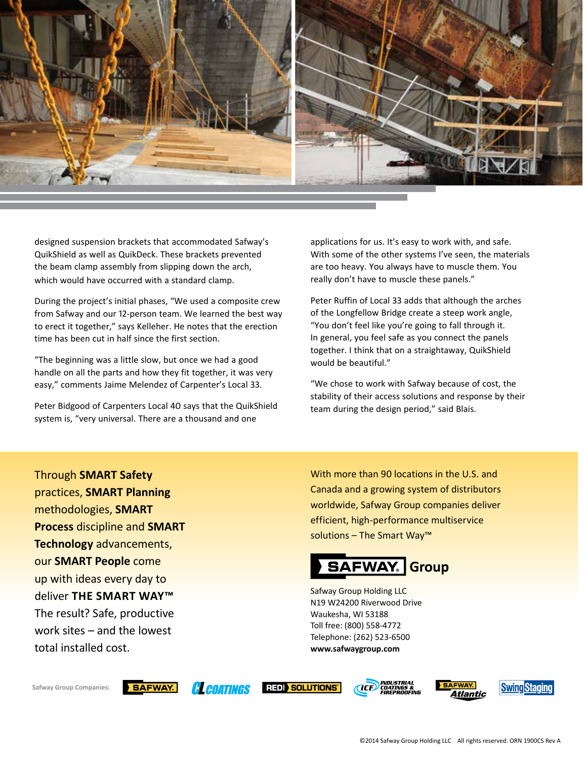designed suspension brackets that accommodated Safway's QuikShield as well as QuikDeck. These brackets prevented the beam clamp assembly from slipping down the arch, which would have occurred with a standard clamp.

During the project's initial phases, "We used a composite crew from Safway and our 12-person team. We learned the best way to erect it together," says Kelleher. He notes that the erection time has been cut in half since the first section.

"The beginning was a little slow, but once we had a good handle on all the parts and how they fit together, it was very easy," comments Jaime Melendez of Carpenter's Local 33.

Peter Bidgood of Carpenters Local 40 says that the QuikShield system is, "very universal. There are a thousand and one applications for us. It's easy to work with, and safe. With some of the other systems I've seen, the materials are too heavy. You always have to muscle them. You really don't have to muscle these panels."

Peter Ruffin of Local 33 adds that although the arches of the Longfellow Bridge create a steep work angle, "You don't feel like you're going to fall through it. In general, you feel safe as you connect the panels together. I think that on a straightaway, QuikShield would be beautiful."

"We chose to work with Safway because of cost, the stability of their access solutions and response by their team during the design period," said Blais.

Through **SMART Safety** practices, **SMART Planning** methodologies, **SMART Process** discipline and **SMART Technology** advancements, our **SMART People** come up with ideas every day to deliver **THE SMART WAY™** The result? Safe, productive work sites – and the lowest total installed cost.

With more than 90 locations in the U.S. and Canada and a growing system of distributors worldwide, Safway Group companies deliver efficient, high-performance multiservice solutions – The Smart Way™

**SAFWAY Group**

Safway Group Holding LLC
N19 W24200 Riverwood Drive
Waukesha, WI 53188
Toll free: (800) 558-4772
Telephone: (262) 523-6500
**www.safwaygroup.com**

Safway Group Companies: SAFWAY · CL COATINGS · REDI SOLUTIONS · ICF Industrial Coatings & Fireproofing · SAFWAY Atlantic · Swing Staging

©2014 Safway Group Holding LLC All rights reserved. ORN 1900CS Rev A